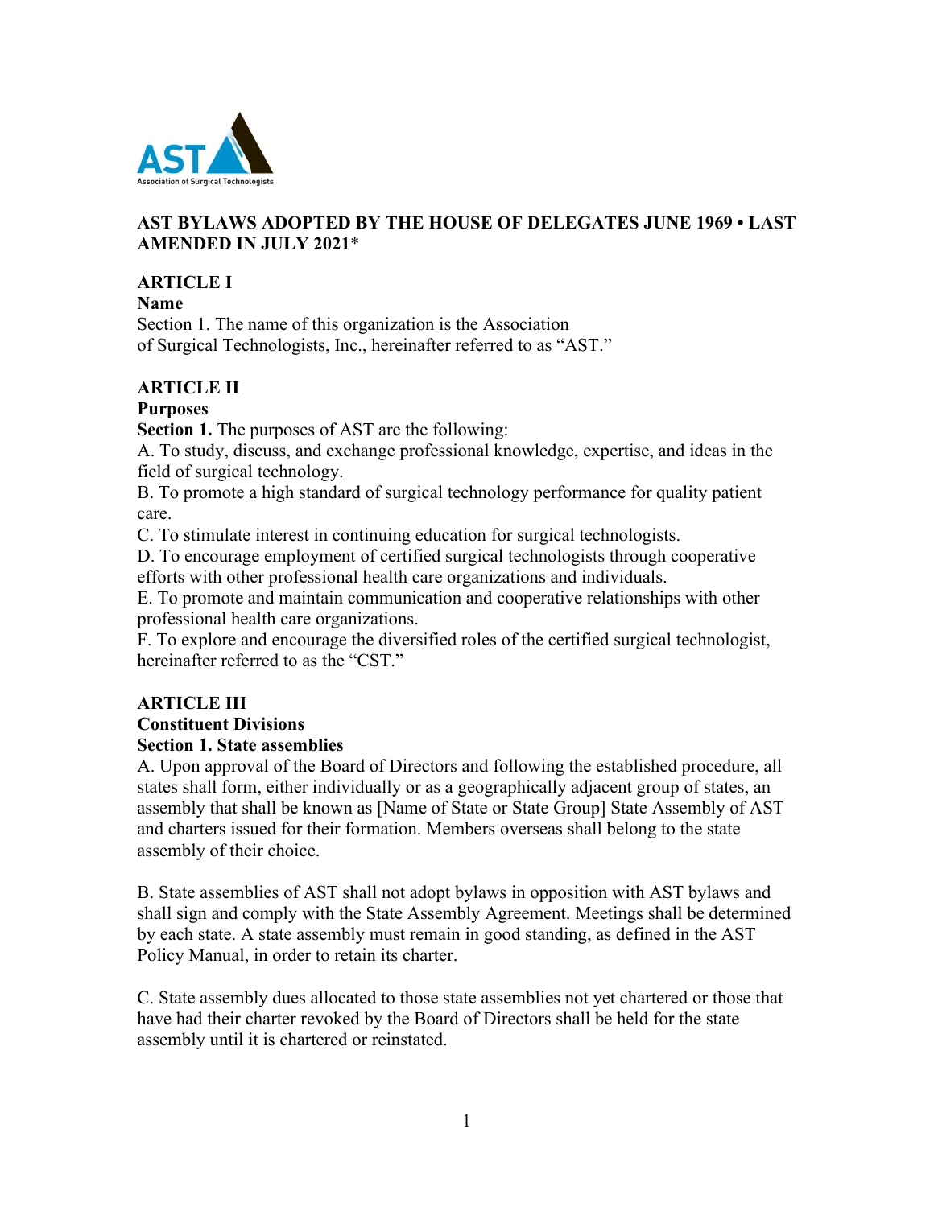# AST BYLAWS ADOPTED BY THE HOUSE OF DELEGATES JUNE 1969 • LAST AMENDED IN JULY 2021*

## ARTICLE I

### Name

Section 1. The name of this organization is the Association of Surgical Technologists, Inc., hereinafter referred to as "AST."

## ARTICLE II

### Purposes

**Section 1.** The purposes of AST are the following:

A. To study, discuss, and exchange professional knowledge, expertise, and ideas in the field of surgical technology.

B. To promote a high standard of surgical technology performance for quality patient care.

C. To stimulate interest in continuing education for surgical technologists.

D. To encourage employment of certified surgical technologists through cooperative efforts with other professional health care organizations and individuals.

E. To promote and maintain communication and cooperative relationships with other professional health care organizations.

F. To explore and encourage the diversified roles of the certified surgical technologist, hereinafter referred to as the "CST."

## ARTICLE III

### Constituent Divisions

**Section 1. State assemblies**

A. Upon approval of the Board of Directors and following the established procedure, all states shall form, either individually or as a geographically adjacent group of states, an assembly that shall be known as [Name of State or State Group] State Assembly of AST and charters issued for their formation. Members overseas shall belong to the state assembly of their choice.

B. State assemblies of AST shall not adopt bylaws in opposition with AST bylaws and shall sign and comply with the State Assembly Agreement. Meetings shall be determined by each state. A state assembly must remain in good standing, as defined in the AST Policy Manual, in order to retain its charter.

C. State assembly dues allocated to those state assemblies not yet chartered or those that have had their charter revoked by the Board of Directors shall be held for the state assembly until it is chartered or reinstated.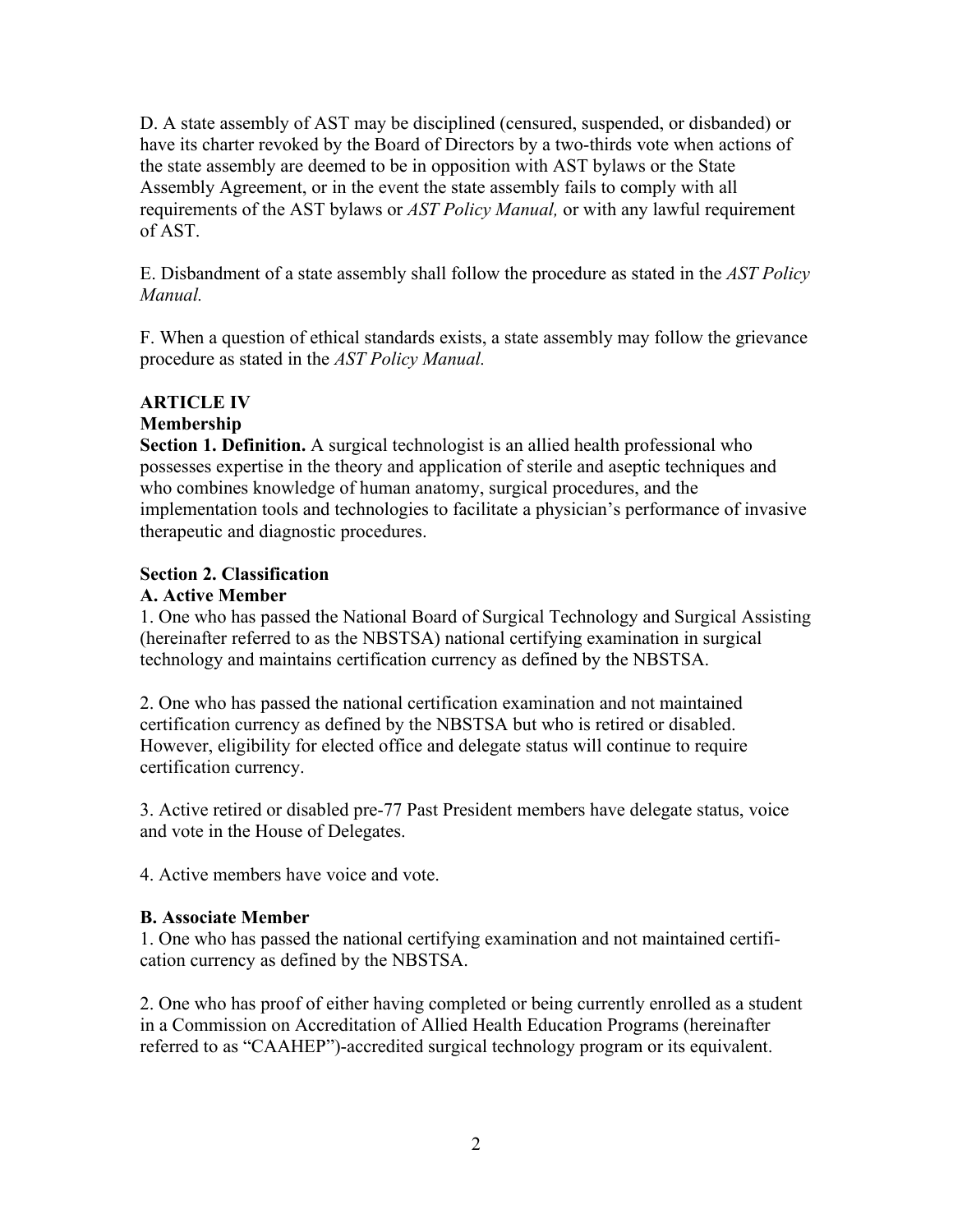D. A state assembly of AST may be disciplined (censured, suspended, or disbanded) or have its charter revoked by the Board of Directors by a two-thirds vote when actions of the state assembly are deemed to be in opposition with AST bylaws or the State Assembly Agreement, or in the event the state assembly fails to comply with all requirements of the AST bylaws or *AST Policy Manual,* or with any lawful requirement of AST.

E. Disbandment of a state assembly shall follow the procedure as stated in the *AST Policy Manual.*

F. When a question of ethical standards exists, a state assembly may follow the grievance procedure as stated in the *AST Policy Manual.*

## ARTICLE IV
## Membership

**Section 1. Definition.** A surgical technologist is an allied health professional who possesses expertise in the theory and application of sterile and aseptic techniques and who combines knowledge of human anatomy, surgical procedures, and the implementation tools and technologies to facilitate a physician's performance of invasive therapeutic and diagnostic procedures.

### Section 2. Classification

#### A. Active Member

1. One who has passed the National Board of Surgical Technology and Surgical Assisting (hereinafter referred to as the NBSTSA) national certifying examination in surgical technology and maintains certification currency as defined by the NBSTSA.

2. One who has passed the national certification examination and not maintained certification currency as defined by the NBSTSA but who is retired or disabled. However, eligibility for elected office and delegate status will continue to require certification currency.

3. Active retired or disabled pre-77 Past President members have delegate status, voice and vote in the House of Delegates.

4. Active members have voice and vote.

#### B. Associate Member

1. One who has passed the national certifying examination and not maintained certification currency as defined by the NBSTSA.

2. One who has proof of either having completed or being currently enrolled as a student in a Commission on Accreditation of Allied Health Education Programs (hereinafter referred to as "CAAHEP")-accredited surgical technology program or its equivalent.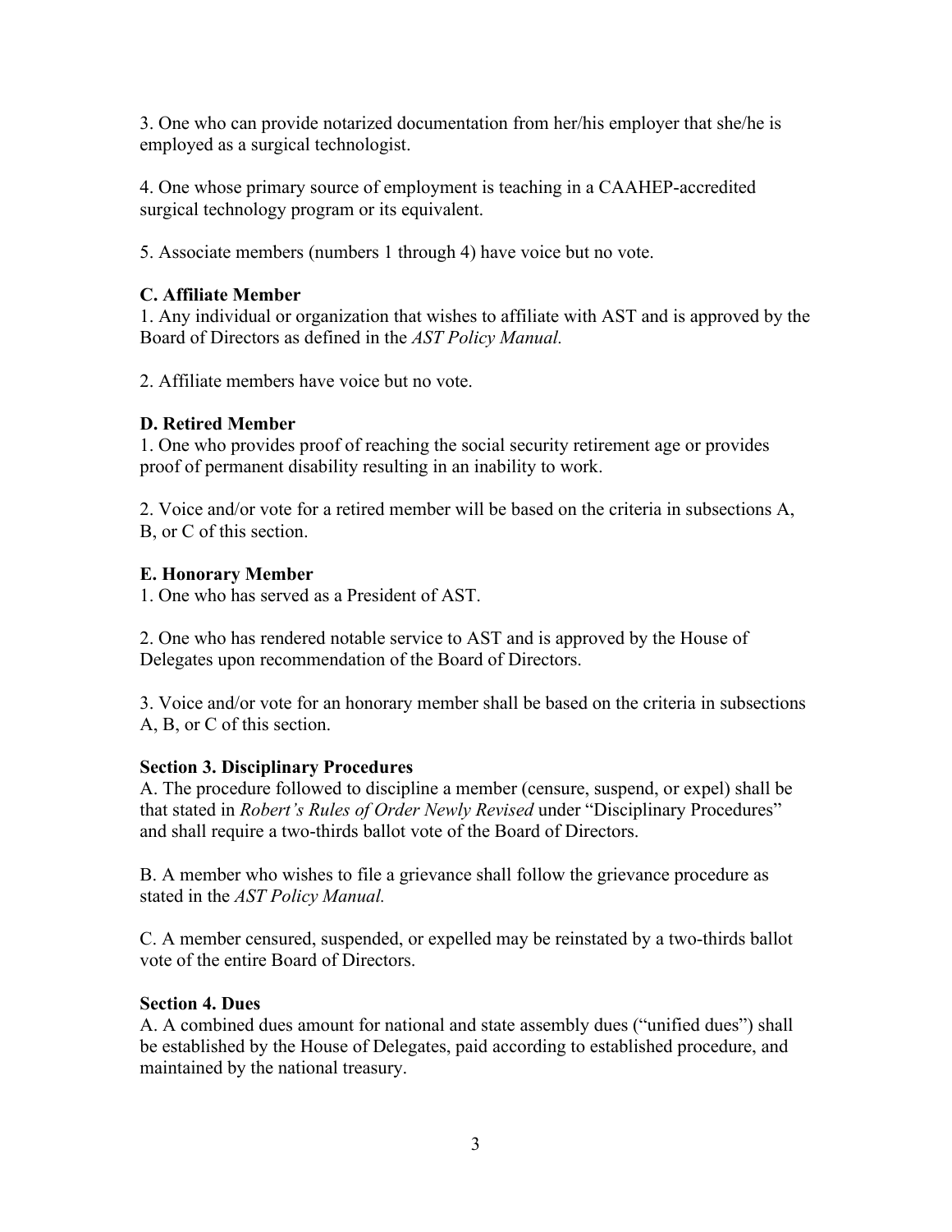3. One who can provide notarized documentation from her/his employer that she/he is employed as a surgical technologist.

4. One whose primary source of employment is teaching in a CAAHEP-accredited surgical technology program or its equivalent.

5. Associate members (numbers 1 through 4) have voice but no vote.

**C. Affiliate Member**

1. Any individual or organization that wishes to affiliate with AST and is approved by the Board of Directors as defined in the *AST Policy Manual.*

2. Affiliate members have voice but no vote.

**D. Retired Member**

1. One who provides proof of reaching the social security retirement age or provides proof of permanent disability resulting in an inability to work.

2. Voice and/or vote for a retired member will be based on the criteria in subsections A, B, or C of this section.

**E. Honorary Member**

1. One who has served as a President of AST.

2. One who has rendered notable service to AST and is approved by the House of Delegates upon recommendation of the Board of Directors.

3. Voice and/or vote for an honorary member shall be based on the criteria in subsections A, B, or C of this section.

**Section 3. Disciplinary Procedures**

A. The procedure followed to discipline a member (censure, suspend, or expel) shall be that stated in *Robert's Rules of Order Newly Revised* under "Disciplinary Procedures" and shall require a two-thirds ballot vote of the Board of Directors.

B. A member who wishes to file a grievance shall follow the grievance procedure as stated in the *AST Policy Manual.*

C. A member censured, suspended, or expelled may be reinstated by a two-thirds ballot vote of the entire Board of Directors.

**Section 4. Dues**

A. A combined dues amount for national and state assembly dues ("unified dues") shall be established by the House of Delegates, paid according to established procedure, and maintained by the national treasury.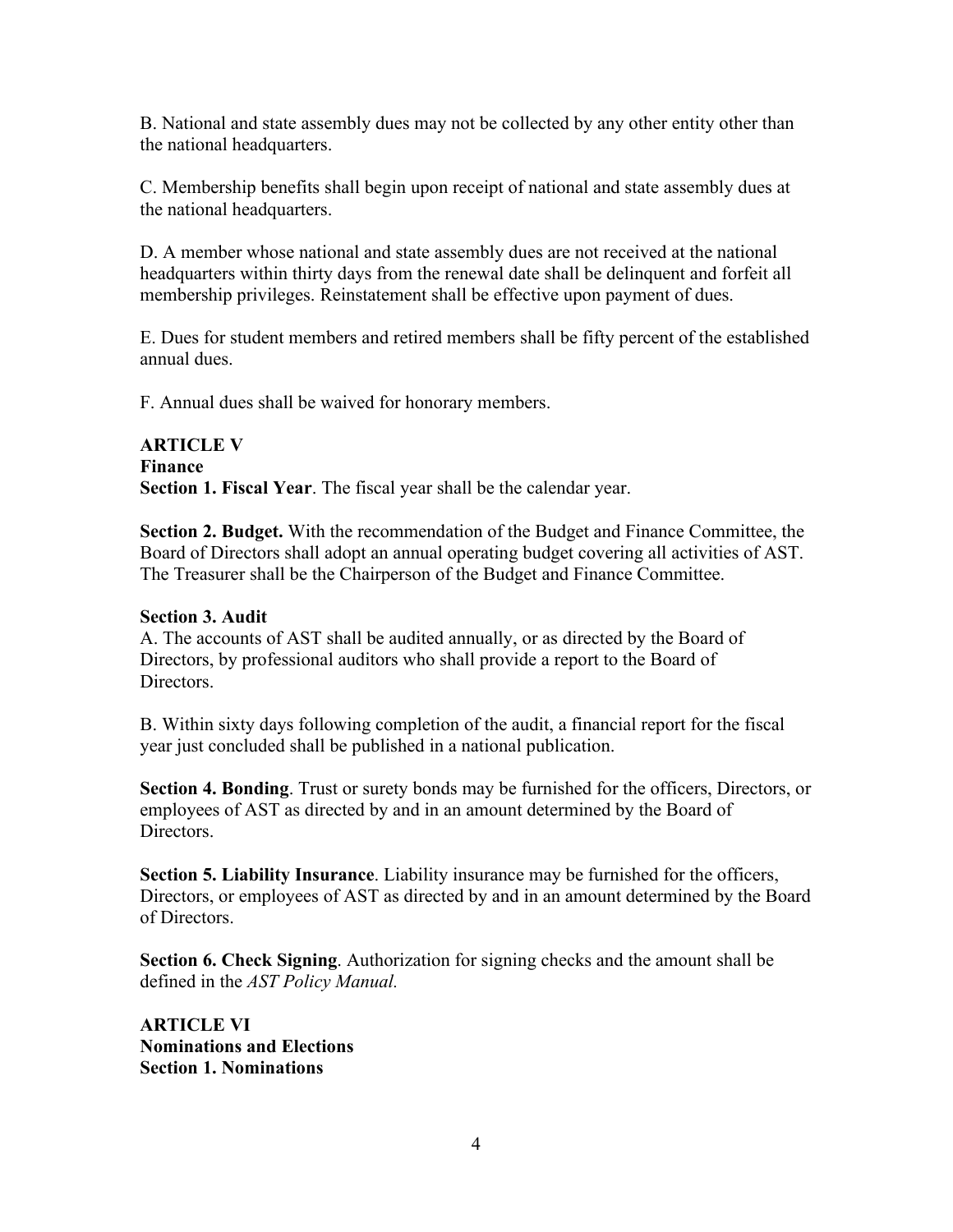B. National and state assembly dues may not be collected by any other entity other than the national headquarters.

C. Membership benefits shall begin upon receipt of national and state assembly dues at the national headquarters.

D. A member whose national and state assembly dues are not received at the national headquarters within thirty days from the renewal date shall be delinquent and forfeit all membership privileges. Reinstatement shall be effective upon payment of dues.

E. Dues for student members and retired members shall be fifty percent of the established annual dues.

F. Annual dues shall be waived for honorary members.

**ARTICLE V**
**Finance**
**Section 1. Fiscal Year**. The fiscal year shall be the calendar year.

**Section 2. Budget.** With the recommendation of the Budget and Finance Committee, the Board of Directors shall adopt an annual operating budget covering all activities of AST. The Treasurer shall be the Chairperson of the Budget and Finance Committee.

**Section 3. Audit**
A. The accounts of AST shall be audited annually, or as directed by the Board of Directors, by professional auditors who shall provide a report to the Board of Directors.

B. Within sixty days following completion of the audit, a financial report for the fiscal year just concluded shall be published in a national publication.

**Section 4. Bonding**. Trust or surety bonds may be furnished for the officers, Directors, or employees of AST as directed by and in an amount determined by the Board of Directors.

**Section 5. Liability Insurance**. Liability insurance may be furnished for the officers, Directors, or employees of AST as directed by and in an amount determined by the Board of Directors.

**Section 6. Check Signing**. Authorization for signing checks and the amount shall be defined in the *AST Policy Manual.*

**ARTICLE VI**
**Nominations and Elections**
**Section 1. Nominations**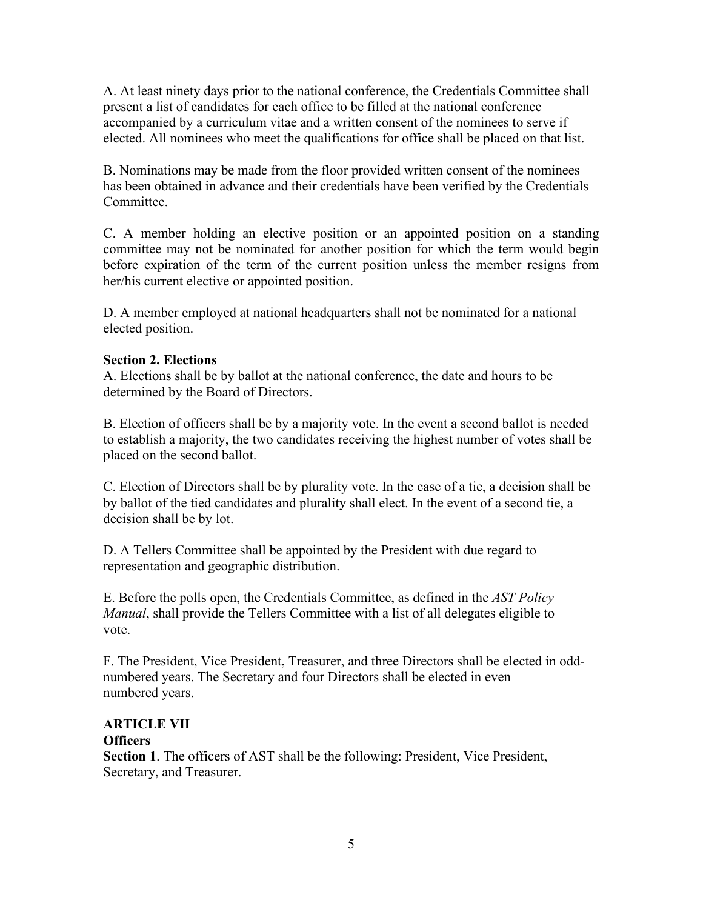A. At least ninety days prior to the national conference, the Credentials Committee shall present a list of candidates for each office to be filled at the national conference accompanied by a curriculum vitae and a written consent of the nominees to serve if elected. All nominees who meet the qualifications for office shall be placed on that list.

B. Nominations may be made from the floor provided written consent of the nominees has been obtained in advance and their credentials have been verified by the Credentials Committee.

C. A member holding an elective position or an appointed position on a standing committee may not be nominated for another position for which the term would begin before expiration of the term of the current position unless the member resigns from her/his current elective or appointed position.

D. A member employed at national headquarters shall not be nominated for a national elected position.

**Section 2. Elections**

A. Elections shall be by ballot at the national conference, the date and hours to be determined by the Board of Directors.

B. Election of officers shall be by a majority vote. In the event a second ballot is needed to establish a majority, the two candidates receiving the highest number of votes shall be placed on the second ballot.

C. Election of Directors shall be by plurality vote. In the case of a tie, a decision shall be by ballot of the tied candidates and plurality shall elect. In the event of a second tie, a decision shall be by lot.

D. A Tellers Committee shall be appointed by the President with due regard to representation and geographic distribution.

E. Before the polls open, the Credentials Committee, as defined in the *AST Policy Manual*, shall provide the Tellers Committee with a list of all delegates eligible to vote.

F. The President, Vice President, Treasurer, and three Directors shall be elected in odd-numbered years. The Secretary and four Directors shall be elected in even numbered years.

## ARTICLE VII

**Officers**

**Section 1**. The officers of AST shall be the following: President, Vice President, Secretary, and Treasurer.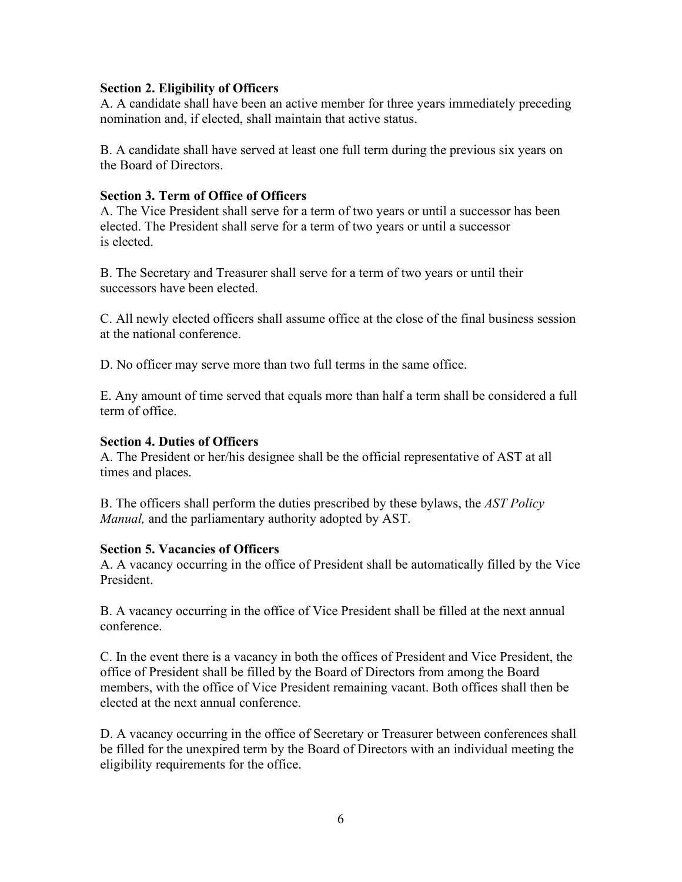### Section 2. Eligibility of Officers

A. A candidate shall have been an active member for three years immediately preceding nomination and, if elected, shall maintain that active status.

B. A candidate shall have served at least one full term during the previous six years on the Board of Directors.

### Section 3. Term of Office of Officers

A. The Vice President shall serve for a term of two years or until a successor has been elected. The President shall serve for a term of two years or until a successor is elected.

B. The Secretary and Treasurer shall serve for a term of two years or until their successors have been elected.

C. All newly elected officers shall assume office at the close of the final business session at the national conference.

D. No officer may serve more than two full terms in the same office.

E. Any amount of time served that equals more than half a term shall be considered a full term of office.

### Section 4. Duties of Officers

A. The President or her/his designee shall be the official representative of AST at all times and places.

B. The officers shall perform the duties prescribed by these bylaws, the *AST Policy Manual,* and the parliamentary authority adopted by AST.

### Section 5. Vacancies of Officers

A. A vacancy occurring in the office of President shall be automatically filled by the Vice President.

B. A vacancy occurring in the office of Vice President shall be filled at the next annual conference.

C. In the event there is a vacancy in both the offices of President and Vice President, the office of President shall be filled by the Board of Directors from among the Board members, with the office of Vice President remaining vacant. Both offices shall then be elected at the next annual conference.

D. A vacancy occurring in the office of Secretary or Treasurer between conferences shall be filled for the unexpired term by the Board of Directors with an individual meeting the eligibility requirements for the office.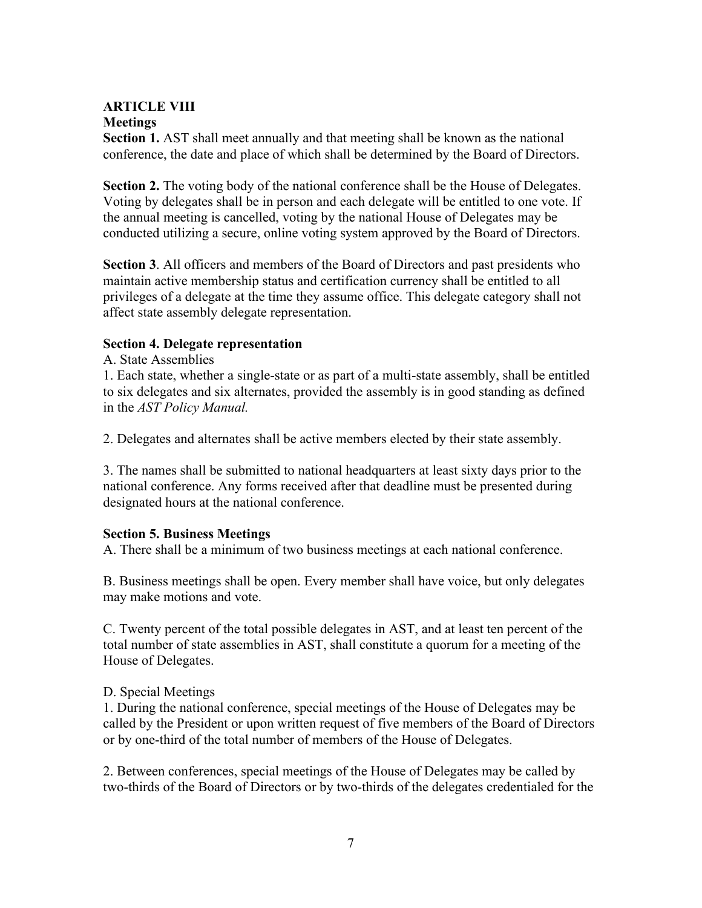**ARTICLE VIII**
**Meetings**

**Section 1.** AST shall meet annually and that meeting shall be known as the national conference, the date and place of which shall be determined by the Board of Directors.

**Section 2.** The voting body of the national conference shall be the House of Delegates. Voting by delegates shall be in person and each delegate will be entitled to one vote. If the annual meeting is cancelled, voting by the national House of Delegates may be conducted utilizing a secure, online voting system approved by the Board of Directors.

**Section 3**. All officers and members of the Board of Directors and past presidents who maintain active membership status and certification currency shall be entitled to all privileges of a delegate at the time they assume office. This delegate category shall not affect state assembly delegate representation.

**Section 4. Delegate representation**

A. State Assemblies

1. Each state, whether a single-state or as part of a multi-state assembly, shall be entitled to six delegates and six alternates, provided the assembly is in good standing as defined in the *AST Policy Manual.*

2. Delegates and alternates shall be active members elected by their state assembly.

3. The names shall be submitted to national headquarters at least sixty days prior to the national conference. Any forms received after that deadline must be presented during designated hours at the national conference.

**Section 5. Business Meetings**

A. There shall be a minimum of two business meetings at each national conference.

B. Business meetings shall be open. Every member shall have voice, but only delegates may make motions and vote.

C. Twenty percent of the total possible delegates in AST, and at least ten percent of the total number of state assemblies in AST, shall constitute a quorum for a meeting of the House of Delegates.

D. Special Meetings

1. During the national conference, special meetings of the House of Delegates may be called by the President or upon written request of five members of the Board of Directors or by one-third of the total number of members of the House of Delegates.

2. Between conferences, special meetings of the House of Delegates may be called by two-thirds of the Board of Directors or by two-thirds of the delegates credentialed for the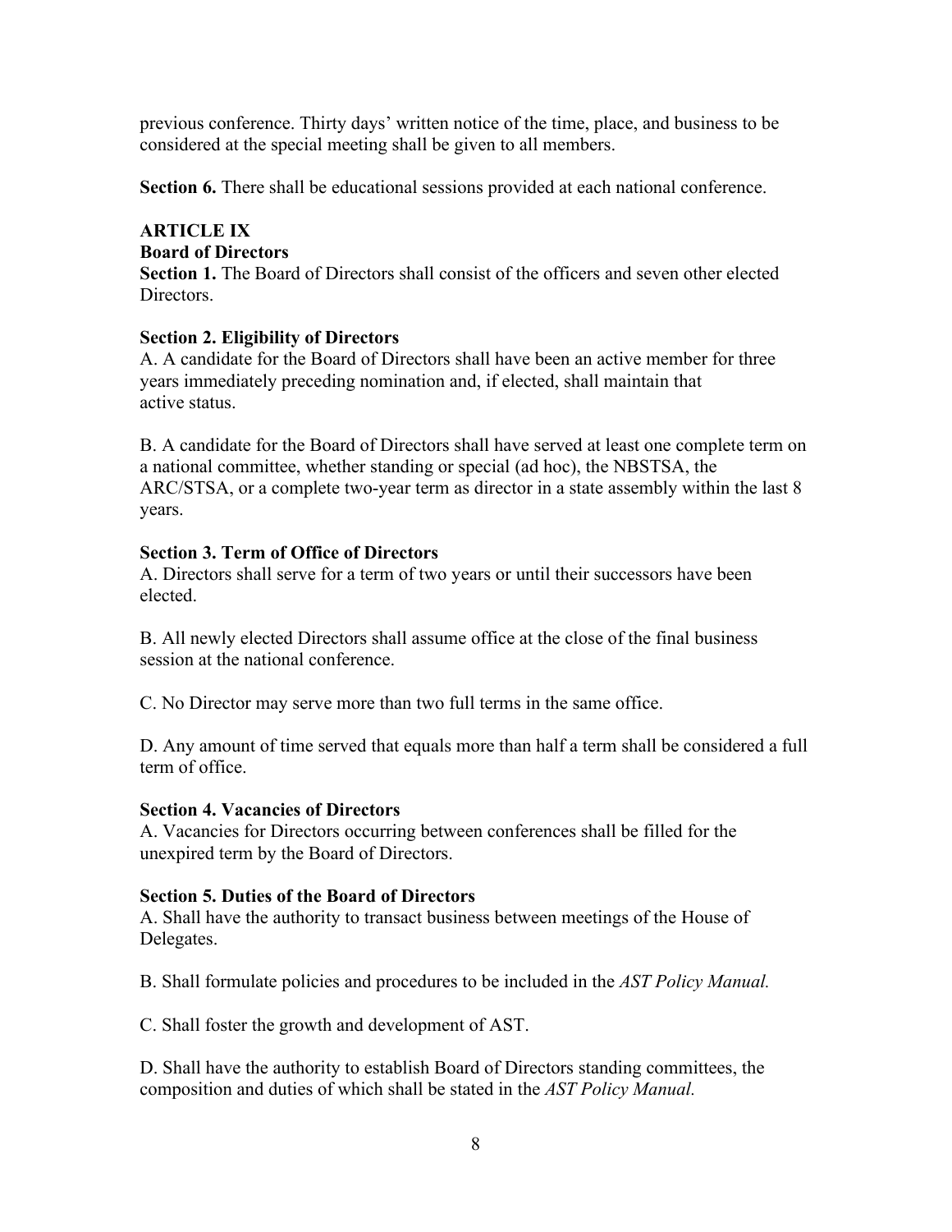previous conference. Thirty days' written notice of the time, place, and business to be considered at the special meeting shall be given to all members.

**Section 6.** There shall be educational sessions provided at each national conference.

## ARTICLE IX
### Board of Directors

**Section 1.** The Board of Directors shall consist of the officers and seven other elected Directors.

**Section 2. Eligibility of Directors**

A. A candidate for the Board of Directors shall have been an active member for three years immediately preceding nomination and, if elected, shall maintain that active status.

B. A candidate for the Board of Directors shall have served at least one complete term on a national committee, whether standing or special (ad hoc), the NBSTSA, the ARC/STSA, or a complete two-year term as director in a state assembly within the last 8 years.

**Section 3. Term of Office of Directors**

A. Directors shall serve for a term of two years or until their successors have been elected.

B. All newly elected Directors shall assume office at the close of the final business session at the national conference.

C. No Director may serve more than two full terms in the same office.

D. Any amount of time served that equals more than half a term shall be considered a full term of office.

**Section 4. Vacancies of Directors**

A. Vacancies for Directors occurring between conferences shall be filled for the unexpired term by the Board of Directors.

**Section 5. Duties of the Board of Directors**

A. Shall have the authority to transact business between meetings of the House of Delegates.

B. Shall formulate policies and procedures to be included in the *AST Policy Manual.*

C. Shall foster the growth and development of AST.

D. Shall have the authority to establish Board of Directors standing committees, the composition and duties of which shall be stated in the *AST Policy Manual.*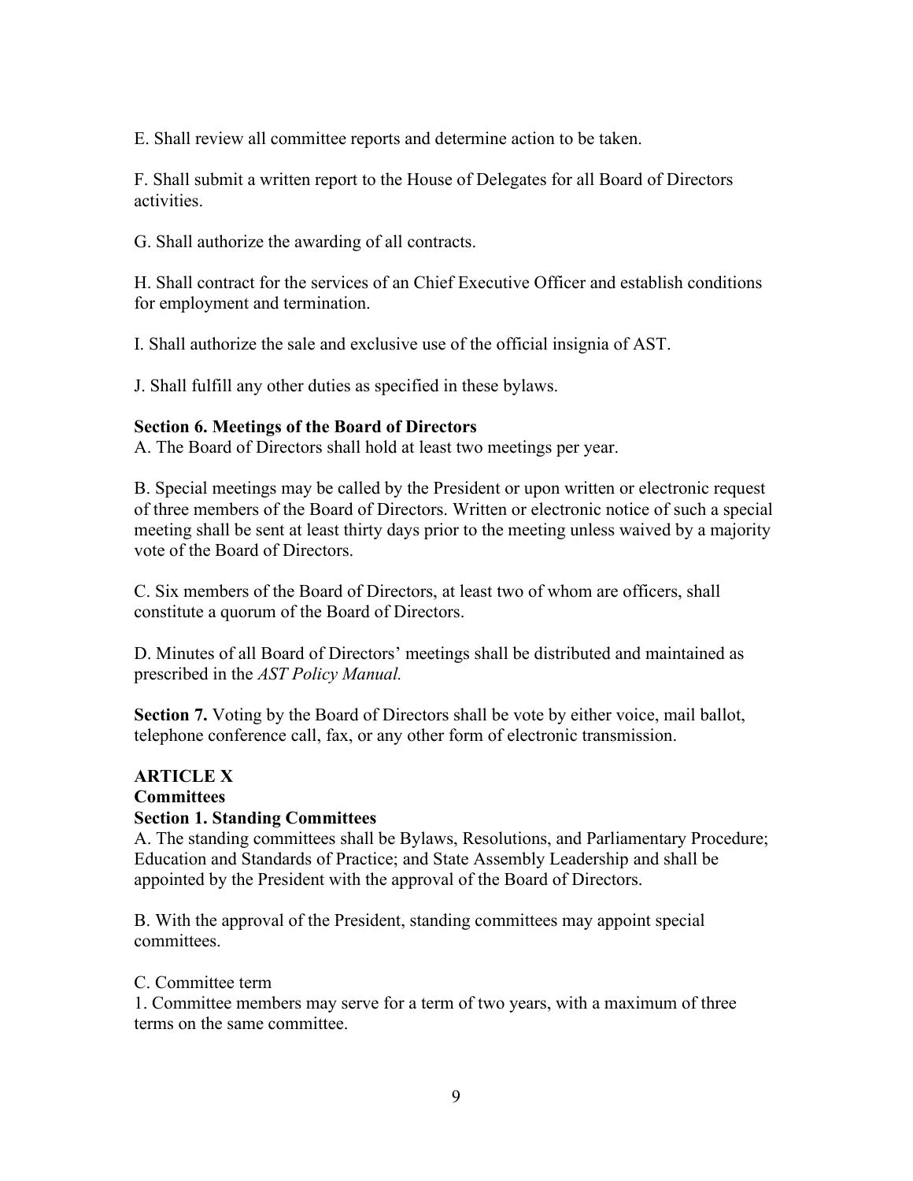E. Shall review all committee reports and determine action to be taken.

F. Shall submit a written report to the House of Delegates for all Board of Directors activities.

G. Shall authorize the awarding of all contracts.

H. Shall contract for the services of an Chief Executive Officer and establish conditions for employment and termination.

I. Shall authorize the sale and exclusive use of the official insignia of AST.

J. Shall fulfill any other duties as specified in these bylaws.

**Section 6. Meetings of the Board of Directors**
A. The Board of Directors shall hold at least two meetings per year.

B. Special meetings may be called by the President or upon written or electronic request of three members of the Board of Directors. Written or electronic notice of such a special meeting shall be sent at least thirty days prior to the meeting unless waived by a majority vote of the Board of Directors.

C. Six members of the Board of Directors, at least two of whom are officers, shall constitute a quorum of the Board of Directors.

D. Minutes of all Board of Directors' meetings shall be distributed and maintained as prescribed in the *AST Policy Manual.*

**Section 7.** Voting by the Board of Directors shall be vote by either voice, mail ballot, telephone conference call, fax, or any other form of electronic transmission.

## ARTICLE X
## Committees

**Section 1. Standing Committees**
A. The standing committees shall be Bylaws, Resolutions, and Parliamentary Procedure; Education and Standards of Practice; and State Assembly Leadership and shall be appointed by the President with the approval of the Board of Directors.

B. With the approval of the President, standing committees may appoint special committees.

C. Committee term
1. Committee members may serve for a term of two years, with a maximum of three terms on the same committee.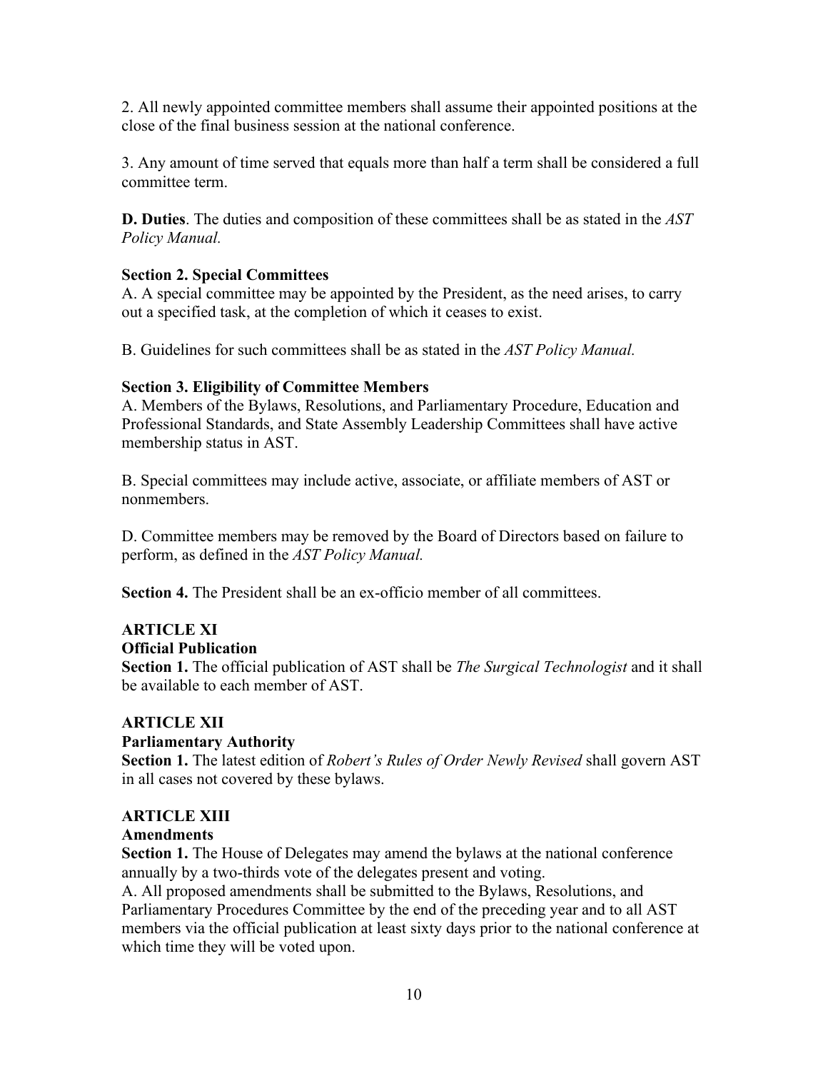2. All newly appointed committee members shall assume their appointed positions at the close of the final business session at the national conference.

3. Any amount of time served that equals more than half a term shall be considered a full committee term.

**D. Duties**. The duties and composition of these committees shall be as stated in the *AST Policy Manual.*

**Section 2. Special Committees**

A. A special committee may be appointed by the President, as the need arises, to carry out a specified task, at the completion of which it ceases to exist.

B. Guidelines for such committees shall be as stated in the *AST Policy Manual.*

**Section 3. Eligibility of Committee Members**

A. Members of the Bylaws, Resolutions, and Parliamentary Procedure, Education and Professional Standards, and State Assembly Leadership Committees shall have active membership status in AST.

B. Special committees may include active, associate, or affiliate members of AST or nonmembers.

D. Committee members may be removed by the Board of Directors based on failure to perform, as defined in the *AST Policy Manual.*

**Section 4.** The President shall be an ex-officio member of all committees.

## ARTICLE XI

### Official Publication

**Section 1.** The official publication of AST shall be *The Surgical Technologist* and it shall be available to each member of AST.

## ARTICLE XII

### Parliamentary Authority

**Section 1.** The latest edition of *Robert's Rules of Order Newly Revised* shall govern AST in all cases not covered by these bylaws.

## ARTICLE XIII

### Amendments

**Section 1.** The House of Delegates may amend the bylaws at the national conference annually by a two-thirds vote of the delegates present and voting.

A. All proposed amendments shall be submitted to the Bylaws, Resolutions, and Parliamentary Procedures Committee by the end of the preceding year and to all AST members via the official publication at least sixty days prior to the national conference at which time they will be voted upon.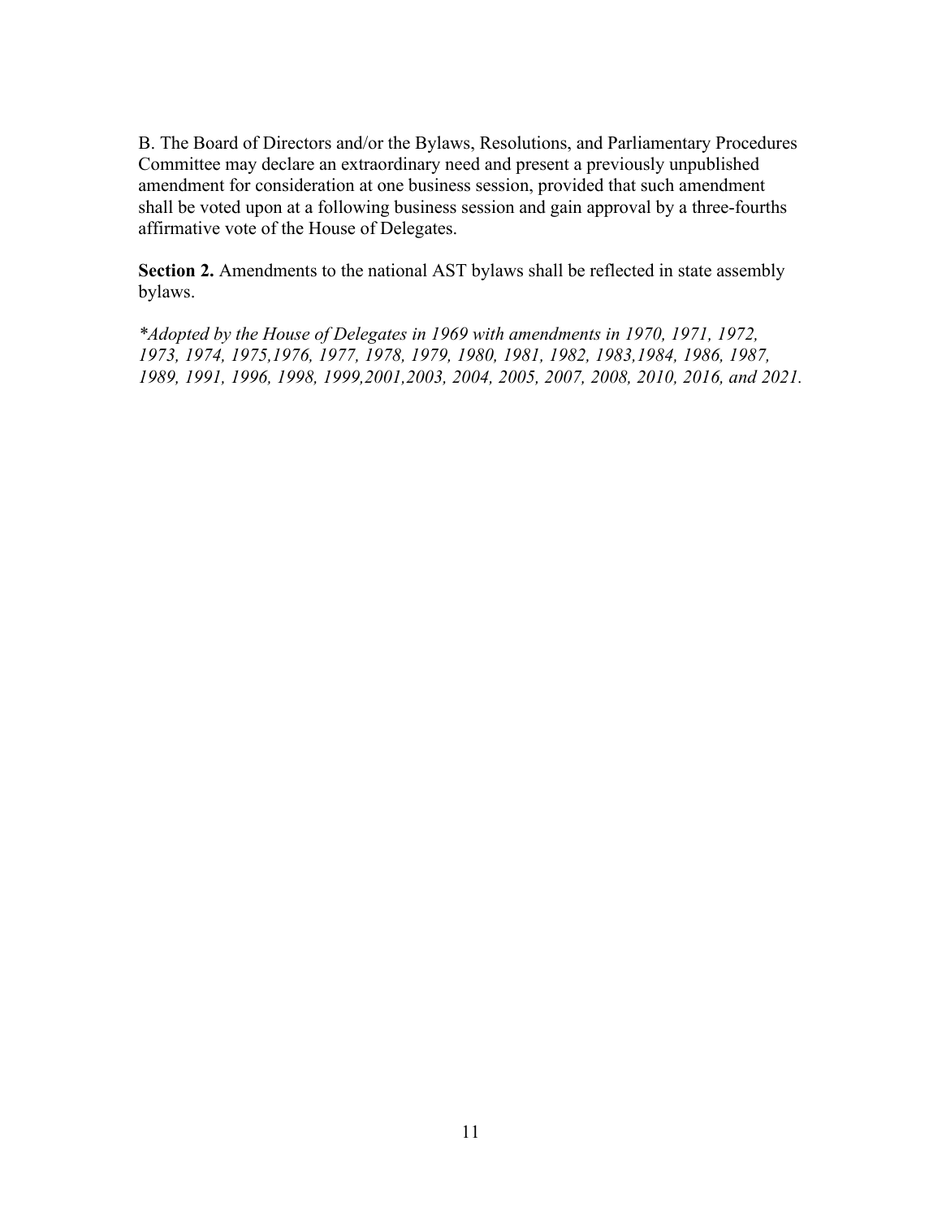B. The Board of Directors and/or the Bylaws, Resolutions, and Parliamentary Procedures Committee may declare an extraordinary need and present a previously unpublished amendment for consideration at one business session, provided that such amendment shall be voted upon at a following business session and gain approval by a three-fourths affirmative vote of the House of Delegates.

**Section 2.** Amendments to the national AST bylaws shall be reflected in state assembly bylaws.

**Adopted by the House of Delegates in 1969 with amendments in 1970, 1971, 1972, 1973, 1974, 1975,1976, 1977, 1978, 1979, 1980, 1981, 1982, 1983,1984, 1986, 1987, 1989, 1991, 1996, 1998, 1999,2001,2003, 2004, 2005, 2007, 2008, 2010, 2016, and 2021.*